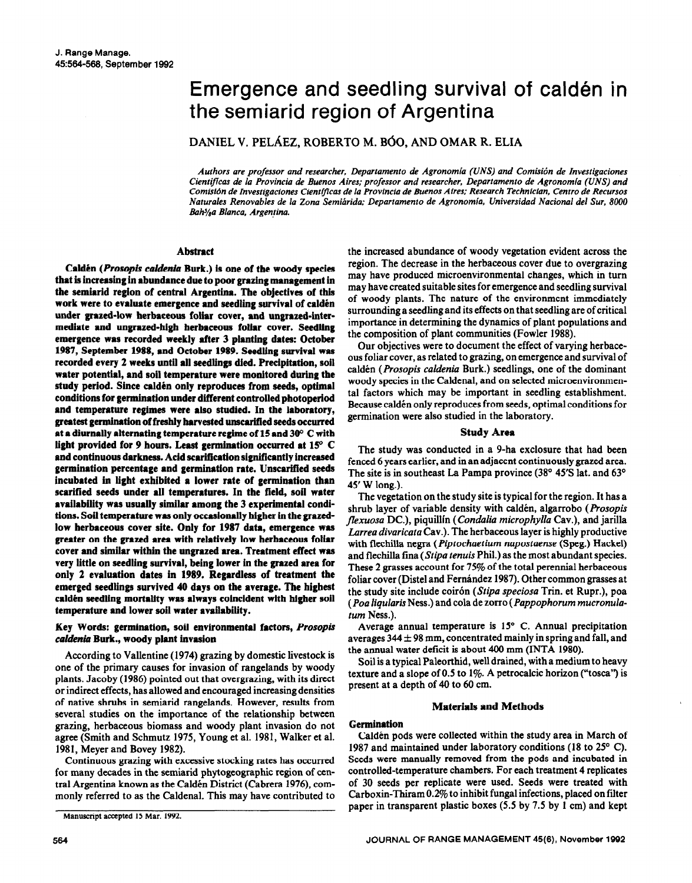# Emergence and seedling survival of caldén in the semiarid region of Argentina

DANIEL V. PELÁEZ, ROBERTO M. BÓO, AND OMAR R. ELIA

*Authors are professor and researcher, Departamento de Agronomía (UNS) and Comisión de Investigaciones Científicas de la Provincia de Buenos Aires; professor and researcher, Departamento de Agronomía (UNS) and Comisión de Investigaciones Científicas de la Provincia de Buenos Aires; Research Technician, Centro de Recursos Naturales Renovables de la Zona Semiárida; Departamento de Agronomía, Universidad Nacional del Sur, 8000 Bahía Blanca, Argentina.*

## Abstract

**Caldén (*Prosopis caldenia* Burk.) is one of the woody species that is increasing in abundance due to poor grazing management in the semiarid region of central Argentina. The objectives of this work were to evaluate emergence and seedling survival of caldén under grazed-low herbaceous foliar cover, and ungrazed-intermediate and ungrazed-high herbaceous foliar cover. Seedling emergence was recorded weekly after 3 planting dates: October 1987, September 1988, and October 1989. Seedling survival was recorded every 2 weeks until all seedlings died. Precipitation, soil water potential, and soil temperature were monitored during the study period. Since caldén only reproduces from seeds, optimal conditions for germination under different controlled photoperiod and temperature regimes were also studied. In the laboratory, greatest germination of freshly harvested unscarified seeds occurred at a diurnally alternating temperature regime of 15 and 30° C with light provided for 9 hours. Least germination occurred at 15° C and continuous darkness. Acid scarification significantly increased germination percentage and germination rate. Unscarified seeds incubated in light exhibited a lower rate of germination than scarified seeds under all temperatures. In the field, soil water availability was usually similar among the 3 experimental conditions. Soil temperature was only occasionally higher in the grazed-low herbaceous cover site. Only for 1987 data, emergence was greater on the grazed area with relatively low herbaceous foliar cover and similar within the ungrazed area. Treatment effect was very little on seedling survival, being lower in the grazed area for only 2 evaluation dates in 1989. Regardless of treatment the emerged seedlings survived 40 days on the average. The highest caldén seedling mortality was always coincident with higher soil temperature and lower soil water availability.**

**Key Words: germination, soil environmental factors, *Prosopis caldenia* Burk., woody plant invasion**

According to Vallentine (1974) grazing by domestic livestock is one of the primary causes for invasion of rangelands by woody plants. Jacoby (1986) pointed out that overgrazing, with its direct or indirect effects, has allowed and encouraged increasing densities of native shrubs in semiarid rangelands. However, results from several studies on the importance of the relationship between grazing, herbaceous biomass and woody plant invasion do not agree (Smith and Schmutz 1975, Young et al. 1981, Walker et al. 1981, Meyer and Bovey 1982).

Continuous grazing with excessive stocking rates has occurred for many decades in the semiarid phytogeographic region of central Argentina known as the Caldén District (Cabrera 1976), commonly referred to as the Caldenal. This may have contributed to the increased abundance of woody vegetation evident across the region. The decrease in the herbaceous cover due to overgrazing may have produced microenvironmental changes, which in turn may have created suitable sites for emergence and seedling survival of woody plants. The nature of the environment immediately surrounding a seedling and its effects on that seedling are of critical importance in determining the dynamics of plant populations and the composition of plant communities (Fowler 1988).

Our objectives were to document the effect of varying herbaceous foliar cover, as related to grazing, on emergence and survival of caldén (*Prosopis caldenia* Burk.) seedlings, one of the dominant woody species in the Caldenal, and on selected microenvironmental factors which may be important in seedling establishment. Because caldén only reproduces from seeds, optimal conditions for germination were also studied in the laboratory.

## Study Area

The study was conducted in a 9-ha exclosure that had been fenced 6 years earlier, and in an adjacent continuously grazed area. The site is in southeast La Pampa province (38° 45'S lat. and 63° 45' W long.).

The vegetation on the study site is typical for the region. It has a shrub layer of variable density with caldén, algarrobo (*Prosopis flexuosa* DC.), piquillín (*Condalia microphylla* Cav.), and jarilla *Larrea divaricata* Cav.). The herbaceous layer is highly productive with flechilla negra (*Piptochaetium napostaense* (Speg.) Hackel) and flechilla fina (*Stipa tenuis* Phil.) as the most abundant species. These 2 grasses account for 75% of the total perennial herbaceous foliar cover (Distel and Fernández 1987). Other common grasses at the study site include coirón (*Stipa speciosa* Trin. et Rupr.), poa (*Poa ligularis* Ness.) and cola de zorro (*Pappophorum mucronulatum* Ness.).

Average annual temperature is 15° C. Annual precipitation averages 344 ± 98 mm, concentrated mainly in spring and fall, and the annual water deficit is about 400 mm (INTA 1980).

Soil is a typical Paleorthid, well drained, with a medium to heavy texture and a slope of 0.5 to 1%. A petrocalcic horizon ("tosca") is present at a depth of 40 to 60 cm.

## Materials and Methods

### Germination

Caldén pods were collected within the study area in March of 1987 and maintained under laboratory conditions (18 to 25° C). Seeds were manually removed from the pods and incubated in controlled-temperature chambers. For each treatment 4 replicates of 30 seeds per replicate were used. Seeds were treated with Carboxin-Thiram 0.2% to inhibit fungal infections, placed on filter paper in transparent plastic boxes (5.5 by 7.5 by 1 cm) and kept

Manuscript accepted 15 Mar. 1992.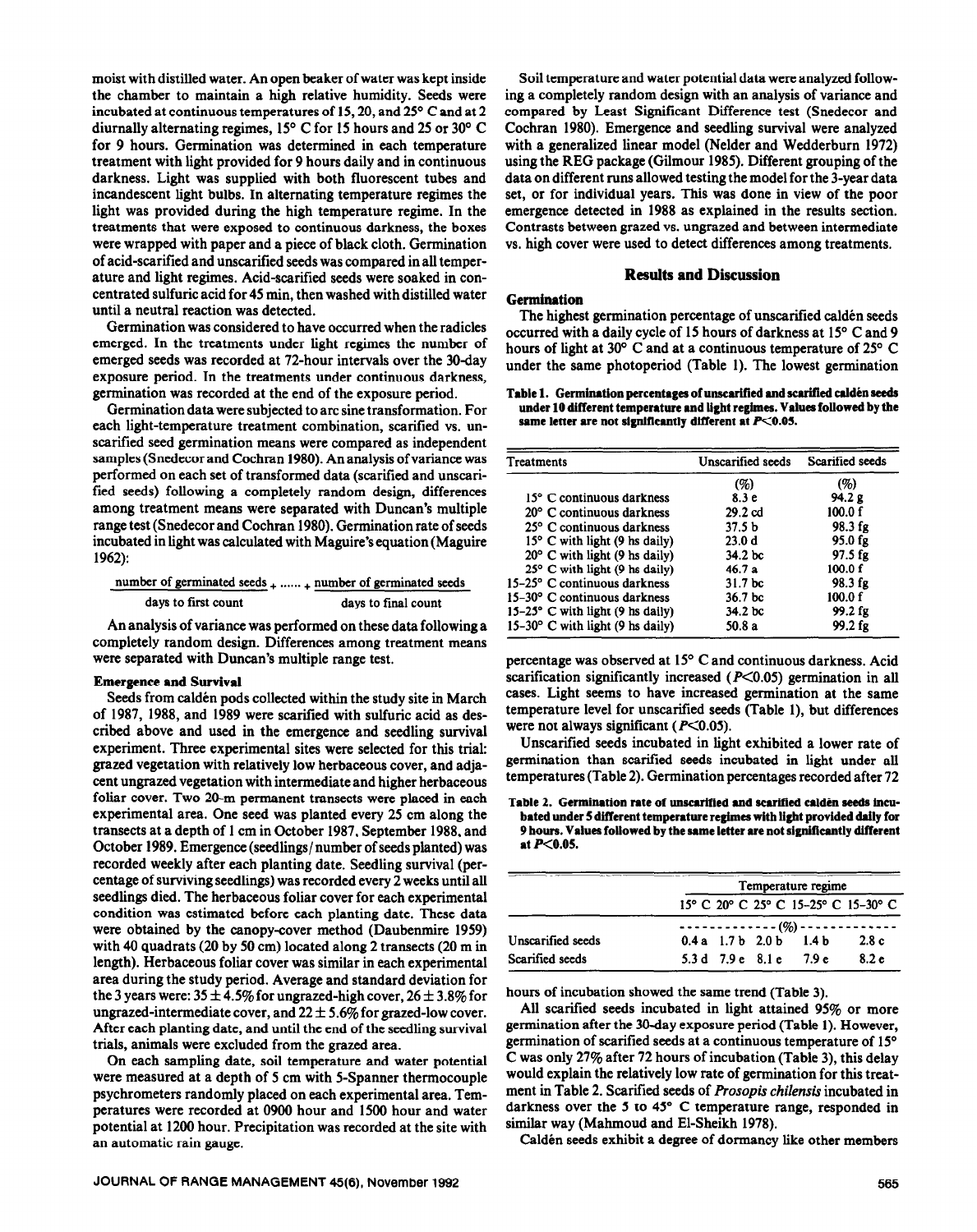moist with distilled water. An open beaker of water was kept inside the chamber to maintain a high relative humidity. Seeds were incubated at continuous temperatures of 15, 20, and 25° C and at 2 diurnally alternating regimes, 15° C for 15 hours and 25 or 30° C for 9 hours. Germination was determined in each temperature treatment with light provided for 9 hours daily and in continuous darkness. Light was supplied with both fluorescent tubes and incandescent light bulbs. In alternating temperature regimes the light was provided during the high temperature regime. In the treatments that were exposed to continuous darkness, the boxes were wrapped with paper and a piece of black cloth. Germination of acid-scarified and unscarified seeds was compared in all temperature and light regimes. Acid-scarified seeds were soaked in concentrated sulfuric acid for 45 min, then washed with distilled water until a neutral reaction was detected.

Germination was considered to have occurred when the radicles emerged. In the treatments under light regimes the number of emerged seeds was recorded at 72-hour intervals over the 30-day exposure period. In the treatments under continuous darkness, germination was recorded at the end of the exposure period.

Germination data were subjected to arc sine transformation. For each light-temperature treatment combination, scarified vs. unscarified seed germination means were compared as independent samples (Snedecor and Cochran 1980). An analysis of variance was performed on each set of transformed data (scarified and unscarified seeds) following a completely random design, differences among treatment means were separated with Duncan's multiple range test (Snedecor and Cochran 1980). Germination rate of seeds incubated in light was calculated with Maguire's equation (Maguire 1962):

$$\frac{\text{number of germinated seeds}}{\text{days to first count}} + \ldots\ldots + \frac{\text{number of germinated seeds}}{\text{days to final count}}$$

An analysis of variance was performed on these data following a completely random design. Differences among treatment means were separated with Duncan's multiple range test.

### Emergence and Survival

Seeds from caldén pods collected within the study site in March of 1987, 1988, and 1989 were scarified with sulfuric acid as described above and used in the emergence and seedling survival experiment. Three experimental sites were selected for this trial: grazed vegetation with relatively low herbaceous cover, and adjacent ungrazed vegetation with intermediate and higher herbaceous foliar cover. Two 20-m permanent transects were placed in each experimental area. One seed was planted every 25 cm along the transects at a depth of 1 cm in October 1987, September 1988, and October 1989. Emergence (seedlings/number of seeds planted) was recorded weekly after each planting date. Seedling survival (percentage of surviving seedlings) was recorded every 2 weeks until all seedlings died. The herbaceous foliar cover for each experimental condition was estimated before each planting date. These data were obtained by the canopy-cover method (Daubenmire 1959) with 40 quadrats (20 by 50 cm) located along 2 transects (20 m in length). Herbaceous foliar cover was similar in each experimental area during the study period. Average and standard deviation for the 3 years were: 35 ± 4.5% for ungrazed-high cover, 26 ± 3.8% for ungrazed-intermediate cover, and 22 ± 5.6% for grazed-low cover. After each planting date, and until the end of the seedling survival trials, animals were excluded from the grazed area.

On each sampling date, soil temperature and water potential were measured at a depth of 5 cm with 5-Spanner thermocouple psychrometers randomly placed on each experimental area. Temperatures were recorded at 0900 hour and 1500 hour and water potential at 1200 hour. Precipitation was recorded at the site with an automatic rain gauge.

Soil temperature and water potential data were analyzed following a completely random design with an analysis of variance and compared by Least Significant Difference test (Snedecor and Cochran 1980). Emergence and seedling survival were analyzed with a generalized linear model (Nelder and Wedderburn 1972) using the REG package (Gilmour 1985). Different grouping of the data on different runs allowed testing the model for the 3-year data set, or for individual years. This was done in view of the poor emergence detected in 1988 as explained in the results section. Contrasts between grazed vs. ungrazed and between intermediate vs. high cover were used to detect differences among treatments.

## Results and Discussion

### Germination

The highest germination percentage of unscarified caldén seeds occurred with a daily cycle of 15 hours of darkness at 15° C and 9 hours of light at 30° C and at a continuous temperature of 25° C under the same photoperiod (Table 1). The lowest germination percentage was observed at 15° C and continuous darkness. Acid scarification significantly increased ($P<0.05$) germination in all cases. Light seems to have increased germination at the same temperature level for unscarified seeds (Table 1), but differences were not always significant ($P<0.05$).

**Table 1. Germination percentages of unscarified and scarified caldén seeds under 10 different temperature and light regimes. Values followed by the same letter are not significantly different at $P<0.05$.**

| Treatments | Unscarified seeds | Scarified seeds |
|---|---|---|
| | (%) | (%) |
| 15° C continuous darkness | 8.3 e | 94.2 g |
| 20° C continuous darkness | 29.2 cd | 100.0 f |
| 25° C continuous darkness | 37.5 b | 98.3 fg |
| 15° C with light (9 hs daily) | 23.0 d | 95.0 fg |
| 20° C with light (9 hs daily) | 34.2 bc | 97.5 fg |
| 25° C with light (9 hs daily) | 46.7 a | 100.0 f |
| 15–25° C continuous darkness | 31.7 bc | 98.3 fg |
| 15–30° C continuous darkness | 36.7 bc | 100.0 f |
| 15–25° C with light (9 hs daily) | 34.2 bc | 99.2 fg |
| 15–30° C with light (9 hs daily) | 50.8 a | 99.2 fg |

Unscarified seeds incubated in light exhibited a lower rate of germination than scarified seeds incubated in light under all temperatures (Table 2). Germination percentages recorded after 72 hours of incubation showed the same trend (Table 3).

**Table 2. Germination rate of unscarified and scarified caldén seeds incubated under 5 different temperature regimes with light provided daily for 9 hours. Values followed by the same letter are not significantly different at $P<0.05$.**

| | Temperature regime | | | | |
|---|---|---|---|---|---|
| | 15° C | 20° C | 25° C | 15–25° C | 15–30° C |
| | (%) | | | | |
| Unscarified seeds | 0.4 a | 1.7 b | 2.0 b | 1.4 b | 2.8 c |
| Scarified seeds | 5.3 d | 7.9 e | 8.1 e | 7.9 e | 8.2 e |

All scarified seeds incubated in light attained 95% or more germination after the 30-day exposure period (Table 1). However, germination of scarified seeds at a continuous temperature of 15° C was only 27% after 72 hours of incubation (Table 3), this delay would explain the relatively low rate of germination for this treatment in Table 2. Scarified seeds of *Prosopis chilensis* incubated in darkness over the 5 to 45° C temperature range, responded in similar way (Mahmoud and El-Sheikh 1978).

Caldén seeds exhibit a degree of dormancy like other members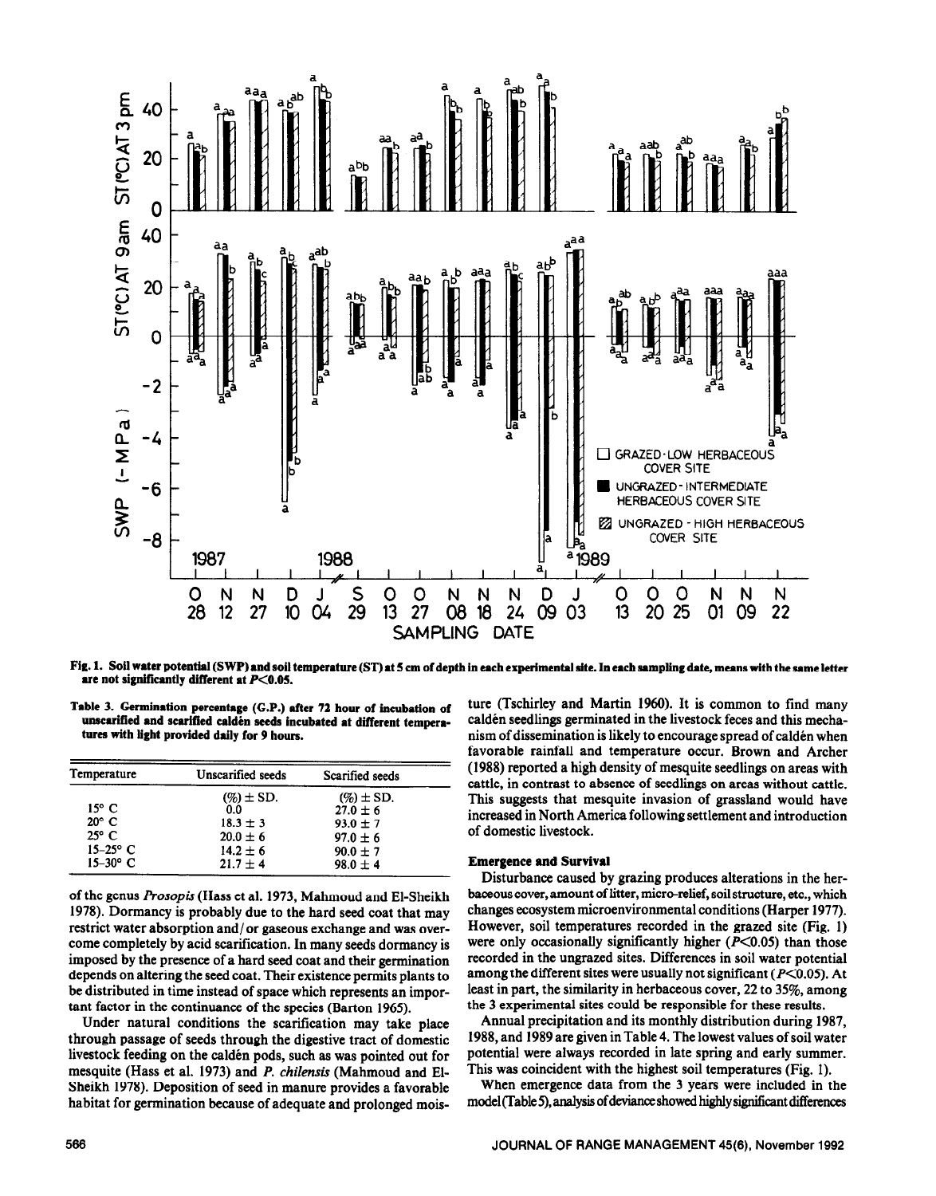Fig. 1. Soil water potential (SWP) and soil temperature (ST) at 5 cm of depth in each experimental site. In each sampling date, means with the same letter are not significantly different at $P<0.05$.

Table 3. Germination percentage (G.P.) after 72 hour of incubation of unscarified and scarified caldén seeds incubated at different temperatures with light provided daily for 9 hours.

| Temperature | Unscarified seeds | Scarified seeds |
|---|---|---|
| | (%) ± SD. | (%) ± SD. |
| 15° C | 0.0 | 27.0 ± 6 |
| 20° C | 18.3 ± 3 | 93.0 ± 7 |
| 25° C | 20.0 ± 6 | 97.0 ± 6 |
| 15–25° C | 14.2 ± 6 | 90.0 ± 7 |
| 15–30° C | 21.7 ± 4 | 98.0 ± 4 |

of the genus *Prosopis* (Hass et al. 1973, Mahmoud and El-Sheikh 1978). Dormancy is probably due to the hard seed coat that may restrict water absorption and/or gaseous exchange and was overcome completely by acid scarification. In many seeds dormancy is imposed by the presence of a hard seed coat and their germination depends on altering the seed coat. Their existence permits plants to be distributed in time instead of space which represents an important factor in the continuance of the species (Barton 1965).

Under natural conditions the scarification may take place through passage of seeds through the digestive tract of domestic livestock feeding on the caldén pods, such as was pointed out for mesquite (Hass et al. 1973) and *P. chilensis* (Mahmoud and El-Sheikh 1978). Deposition of seed in manure provides a favorable habitat for germination because of adequate and prolonged moisture (Tschirley and Martin 1960). It is common to find many caldén seedlings germinated in the livestock feces and this mechanism of dissemination is likely to encourage spread of caldén when favorable rainfall and temperature occur. Brown and Archer (1988) reported a high density of mesquite seedlings on areas with cattle, in contrast to absence of seedlings on areas without cattle. This suggests that mesquite invasion of grassland would have increased in North America following settlement and introduction of domestic livestock.

## Emergence and Survival

Disturbance caused by grazing produces alterations in the herbaceous cover, amount of litter, micro-relief, soil structure, etc., which changes ecosystem microenvironmental conditions (Harper 1977). However, soil temperatures recorded in the grazed site (Fig. 1) were only occasionally significantly higher ($P<0.05$) than those recorded in the ungrazed sites. Differences in soil water potential among the different sites were usually not significant ($P<0.05$). At least in part, the similarity in herbaceous cover, 22 to 35%, among the 3 experimental sites could be responsible for these results.

Annual precipitation and its monthly distribution during 1987, 1988, and 1989 are given in Table 4. The lowest values of soil water potential were always recorded in late spring and early summer. This was coincident with the highest soil temperatures (Fig. 1).

When emergence data from the 3 years were included in the model (Table 5), analysis of deviance showed highly significant differences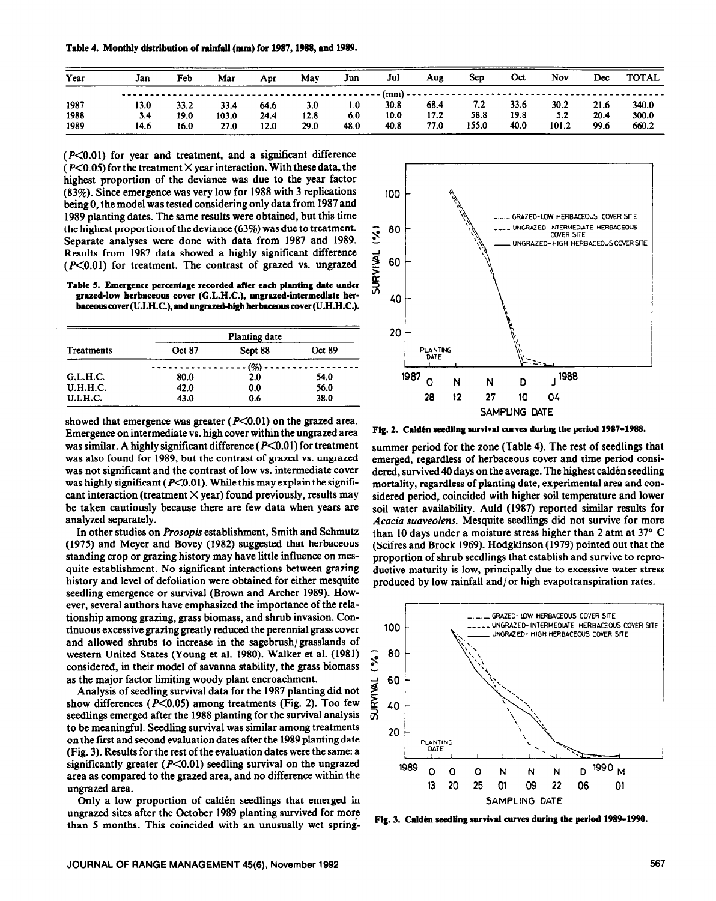**Table 4. Monthly distribution of rainfall (mm) for 1987, 1988, and 1989.**

| Year | Jan | Feb | Mar | Apr | May | Jun | Jul | Aug | Sep | Oct | Nov | Dec | TOTAL |
|---|---|---|---|---|---|---|---|---|---|---|---|---|---|
| | | | | | | | (mm) | | | | | | |
| 1987 | 13.0 | 33.2 | 33.4 | 64.6 | 3.0 | 1.0 | 30.8 | 68.4 | 7.2 | 33.6 | 30.2 | 21.6 | 340.0 |
| 1988 | 3.4 | 19.0 | 103.0 | 24.4 | 12.8 | 6.0 | 10.0 | 17.2 | 58.8 | 19.8 | 5.2 | 20.4 | 300.0 |
| 1989 | 14.6 | 16.0 | 27.0 | 12.0 | 29.0 | 48.0 | 40.8 | 77.0 | 155.0 | 40.0 | 101.2 | 99.6 | 660.2 |

($P<0.01$) for year and treatment, and a significant difference ($P<0.05$) for the treatment × year interaction. With these data, the highest proportion of the deviance was due to the year factor (83%). Since emergence was very low for 1988 with 3 replications being 0, the model was tested considering only data from 1987 and 1989 planting dates. The same results were obtained, but this time the highest proportion of the deviance (63%) was due to treatment. Separate analyses were done with data from 1987 and 1989. Results from 1987 data showed a highly significant difference ($P<0.01$) for treatment. The contrast of grazed vs. ungrazed showed that emergence was greater ($P<0.01$) on the grazed area. Emergence on intermediate vs. high cover within the ungrazed area was similar. A highly significant difference ($P<0.01$) for treatment was also found for 1989, but the contrast of grazed vs. ungrazed was not significant and the contrast of low vs. intermediate cover was highly significant ($P<0.01$). While this may explain the significant interaction (treatment × year) found previously, results may be taken cautiously because there are few data when years are analyzed separately.

**Table 5. Emergence percentage recorded after each planting date under grazed-low herbaceous cover (G.L.H.C.), ungrazed-intermediate herbaceous cover (U.I.H.C.), and ungrazed-high herbaceous cover (U.H.H.C.).**

| Treatments | Planting date | | |
|---|---|---|---|
| | Oct 87 | Sept 88 | Oct 89 |
| | | (%) | |
| G.L.H.C. | 80.0 | 2.0 | 54.0 |
| U.H.H.C. | 42.0 | 0.0 | 56.0 |
| U.I.H.C. | 43.0 | 0.6 | 38.0 |

In other studies on *Prosopis* establishment, Smith and Schmutz (1975) and Meyer and Bovey (1982) suggested that herbaceous standing crop or grazing history may have little influence on mesquite establishment. No significant interactions between grazing history and level of defoliation were obtained for either mesquite seedling emergence or survival (Brown and Archer 1989). However, several authors have emphasized the importance of the relationship among grazing, grass biomass, and shrub invasion. Continuous excessive grazing greatly reduced the perennial grass cover and allowed shrubs to increase in the sagebrush/grasslands of western United States (Young et al. 1980). Walker et al. (1981) considered, in their model of savanna stability, the grass biomass as the major factor limiting woody plant encroachment.

Analysis of seedling survival data for the 1987 planting did not show differences ($P<0.05$) among treatments (Fig. 2). Too few seedlings emerged after the 1988 planting for the survival analysis to be meaningful. Seedling survival was similar among treatments on the first and second evaluation dates after the 1989 planting date (Fig. 3). Results for the rest of the evaluation dates were the same: a significantly greater ($P<0.01$) seedling survival on the ungrazed area as compared to the grazed area, and no difference within the ungrazed area.

Only a low proportion of caldén seedlings that emerged in ungrazed sites after the October 1989 planting survived for more than 5 months. This coincided with an unusually wet spring-summer period for the zone (Table 4). The rest of seedlings that emerged, regardless of herbaceous cover and time period considered, survived 40 days on the average. The highest caldén seedling mortality, regardless of planting date, experimental area and considered period, coincided with higher soil temperature and lower soil water availability. Auld (1987) reported similar results for *Acacia suaveolens*. Mesquite seedlings did not survive for more than 10 days under a moisture stress higher than 2 atm at 37° C (Scifres and Brock 1969). Hodgkinson (1979) pointed out that the proportion of shrub seedlings that establish and survive to reproductive maturity is low, principally due to excessive water stress produced by low rainfall and/or high evapotranspiration rates.

**Fig. 2. Caldén seedling survival curves during the period 1987–1988.**

**Fig. 3. Caldén seedling survival curves during the period 1989–1990.**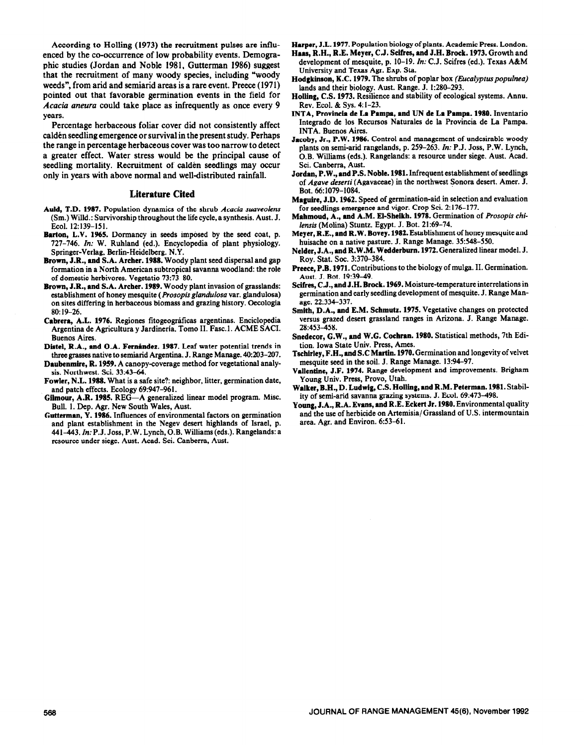According to Holling (1973) the recruitment pulses are influenced by the co-occurrence of low probability events. Demographic studies (Jordan and Noble 1981, Gutterman 1986) suggest that the recruitment of many woody species, including "woody weeds", from arid and semiarid areas is a rare event. Preece (1971) pointed out that favorable germination events in the field for *Acacia aneura* could take place as infrequently as once every 9 years.

Percentage herbaceous foliar cover did not consistently affect caldén seedling emergence or survival in the present study. Perhaps the range in percentage herbaceous cover was too narrow to detect a greater effect. Water stress would be the principal cause of seedling mortality. Recruitment of caldén seedlings may occur only in years with above normal and well-distributed rainfall.

## Literature Cited

**Auld, T.D. 1987.** Population dynamics of the shrub *Acacia suaveolens* (Sm.) Willd.: Survivorship throughout the life cycle, a synthesis. Aust. J. Ecol. 12:139–151.

**Barton, L.V. 1965.** Dormancy in seeds imposed by the seed coat, p. 727–746. *In:* W. Ruhland (ed.). Encyclopedia of plant physiology. Springer-Verlag. Berlin-Heidelberg. N.Y.

**Brown, J.R., and S.A. Archer. 1988.** Woody plant seed dispersal and gap formation in a North American subtropical savanna woodland: the role of domestic herbivores. Vegetatio 73:73–80.

**Brown, J.R., and S.A. Archer. 1989.** Woody plant invasion of grasslands: establishment of honey mesquite (*Prosopis glandulosa* var. glandulosa) on sites differing in herbaceous biomass and grazing history. Oecologia 80:19–26.

**Cabrera, A.L. 1976.** Regiones fitogeográficas argentinas. Enciclopedia Argentina de Agricultura y Jardinería. Tomo II. Fasc.1. ACME SACI. Buenos Aires.

**Distel, R.A., and O.A. Fernández. 1987.** Leaf water potential trends in three grasses native to semiarid Argentina. J. Range Manage. 40:203–207.

**Daubenmire, R. 1959.** A canopy-coverage method for vegetational analysis. Northwest. Sci. 33:43–64.

**Fowler, N.L. 1988.** What is a safe site?: neighbor, litter, germination date, and patch effects. Ecology 69:947–961.

**Gilmour, A.R. 1985.** REG—A generalized linear model program. Misc. Bull. 1. Dep. Agr. New South Wales, Aust.

**Gutterman, Y. 1986.** Influences of environmental factors on germination and plant establishment in the Negev desert highlands of Israel, p. 441–443. *In:* P.J. Joss, P.W. Lynch, O.B. Williams (eds.). Rangelands: a resource under siege. Aust. Acad. Sci. Canberra, Aust.

**Harper, J.L. 1977.** Population biology of plants. Academic Press. London.

**Haas, R.H., R.E. Meyer, C.J. Scifres, and J.H. Brock. 1973.** Growth and development of mesquite, p. 10–19. *In:* C.J. Scifres (ed.). Texas A&M University and Texas Agr. Exp. Sta.

**Hodgkinson, K.C. 1979.** The shrubs of poplar box (*Eucalyptus populnea*) lands and their biology. Aust. Range. J. 1:280–293.

**Holling, C.S. 1973.** Resilience and stability of ecological systems. Annu. Rev. Ecol. & Sys. 4:1–23.

**INTA, Provincia de La Pampa, and UN de La Pampa. 1980.** Inventario Integrado de los Recursos Naturales de la Provincia de La Pampa. INTA. Buenos Aires.

**Jacoby, Jr., P.W. 1986.** Control and management of undesirable woody plants on semi-arid rangelands, p. 259–263. *In:* P.J. Joss, P.W. Lynch, O.B. Williams (eds.). Rangelands: a resource under siege. Aust. Acad. Sci. Canberra, Aust.

**Jordan, P.W., and P.S. Noble. 1981.** Infrequent establishment of seedlings of *Agave deserti* (Agavaceae) in the northwest Sonora desert. Amer. J. Bot. 66:1079–1084.

**Maguire, J.D. 1962.** Speed of germination-aid in selection and evaluation for seedlings emergence and vigor. Crop Sci. 2:176–177.

**Mahmoud, A., and A.M. El-Sheikh. 1978.** Germination of *Prosopis chilensis* (Molina) Stuntz. Egypt. J. Bot. 21:69–74.

**Meyer, R.E., and R.W. Bovey. 1982.** Establishment of honey mesquite and huisache on a native pasture. J. Range Manage. 35:548–550.

**Nelder, J.A., and R.W.M. Wedderburn. 1972.** Generalized linear model. J. Roy. Stat. Soc. 3:370–384.

**Preece, P.B. 1971.** Contributions to the biology of mulga. II. Germination. Aust. J. Bot. 19:39–49.

**Scifres, C.J., and J.H. Brock. 1969.** Moisture-temperature interrelations in germination and early seedling development of mesquite. J. Range Manage. 22:334–337.

**Smith, D.A., and E.M. Schmutz. 1975.** Vegetative changes on protected versus grazed desert grassland ranges in Arizona. J. Range Manage. 28:453–458.

**Snedecor, G.W., and W.G. Cochran. 1980.** Statistical methods, 7th Edition. Iowa State Univ. Press, Ames.

**Tschirley, F.H., and S.C Martin. 1970.** Germination and longevity of velvet mesquite seed in the soil. J. Range Manage. 13:94–97.

**Vallentine, J.F. 1974.** Range development and improvements. Brigham Young Univ. Press, Provo, Utah.

**Walker, B.H., D. Ludwig, C.S. Holling, and R.M. Peterman. 1981.** Stability of semi-arid savanna grazing systems. J. Ecol. 69:473–498.

**Young, J.A., R.A. Evans, and R.E. Eckert Jr. 1980.** Environmental quality and the use of herbicide on Artemisia/Grassland of U.S. intermountain area. Agr. and Environ. 6:53–61.